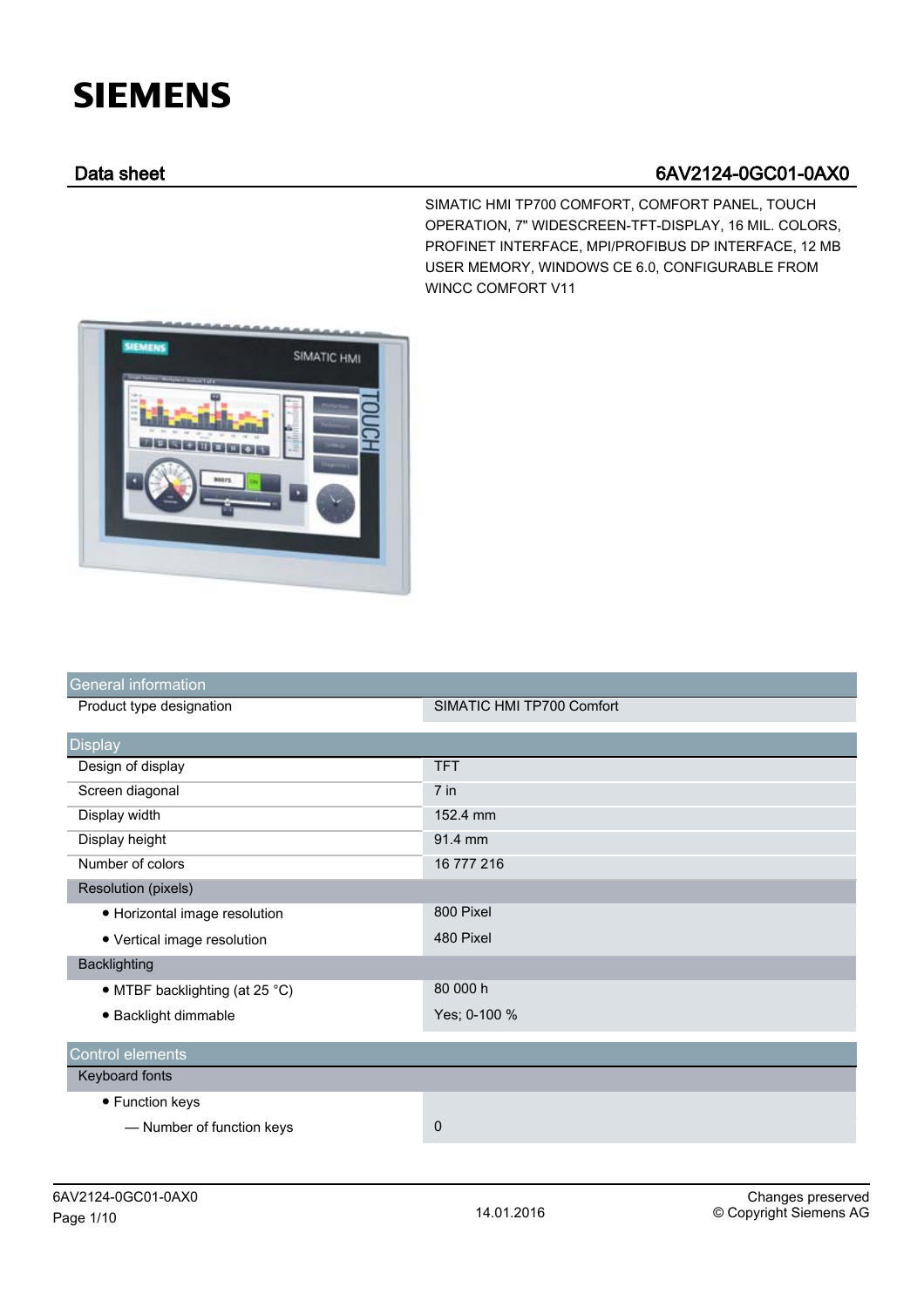# SIEMENS

## Data sheet 6AV2124-0GC01-0AX0

SIMATIC HMI TP700 COMFORT, COMFORT PANEL, TOUCH OPERATION, 7" WIDESCREEN-TFT-DISPLAY, 16 MIL. COLORS, PROFINET INTERFACE, MPI/PROFIBUS DP INTERFACE, 12 MB USER MEMORY, WINDOWS CE 6.0, CONFIGURABLE FROM WINCC COMFORT V11

| General information | |
|---|---|
| Product type designation | SIMATIC HMI TP700 Comfort |

| Display | |
|---|---|
| Design of display | TFT |
| Screen diagonal | 7 in |
| Display width | 152.4 mm |
| Display height | 91.4 mm |
| Number of colors | 16 777 216 |
| Resolution (pixels) | |
| • Horizontal image resolution | 800 Pixel |
| • Vertical image resolution | 480 Pixel |
| Backlighting | |
| • MTBF backlighting (at 25 °C) | 80 000 h |
| • Backlight dimmable | Yes; 0-100 % |

| Control elements | |
|---|---|
| Keyboard fonts | |
| • Function keys | |
| — Number of function keys | 0 |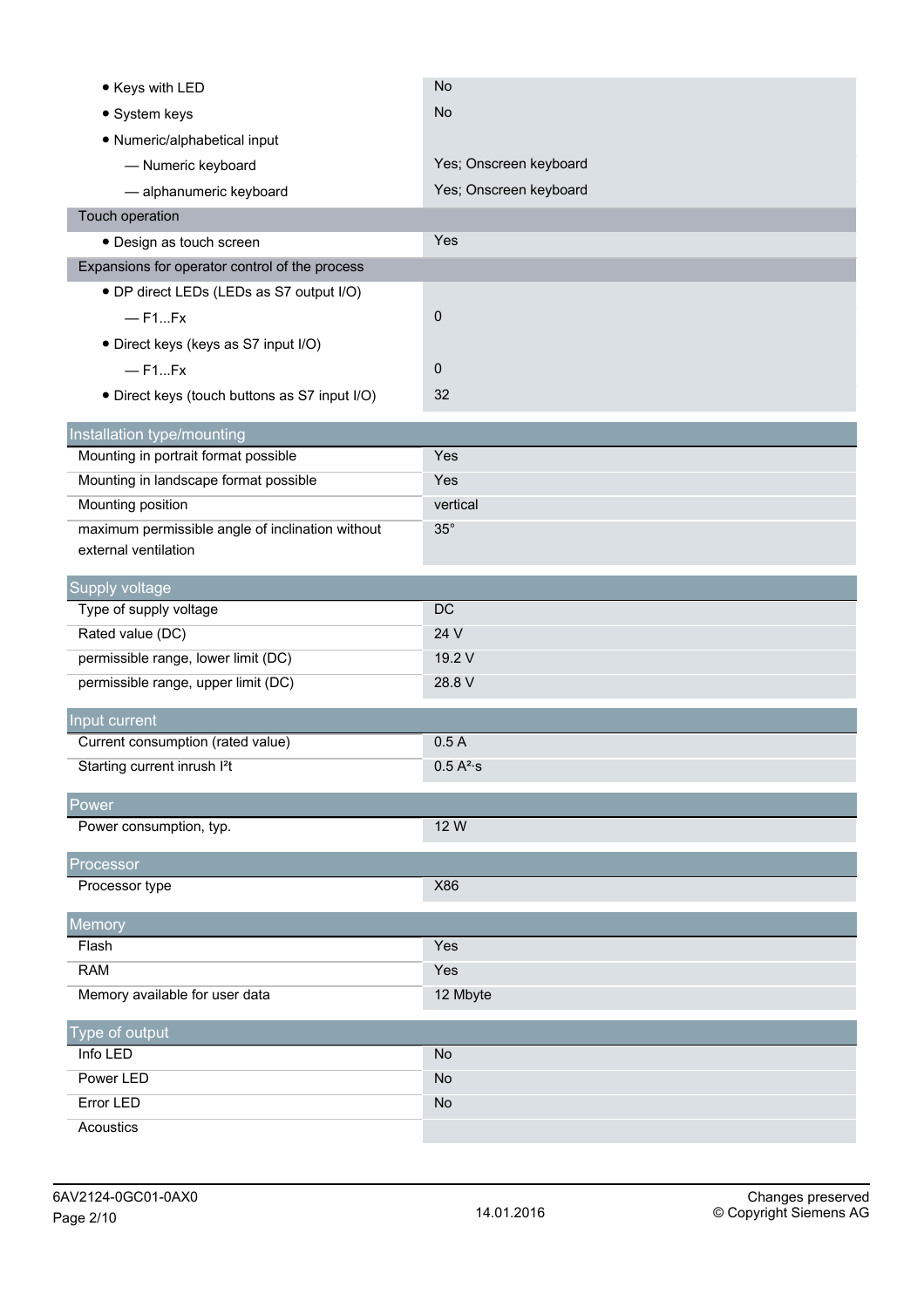| | |
|---|---|
| • Keys with LED | No |
| • System keys | No |
| • Numeric/alphabetical input | |
| — Numeric keyboard | Yes; Onscreen keyboard |
| — alphanumeric keyboard | Yes; Onscreen keyboard |
| Touch operation | |
| • Design as touch screen | Yes |
| Expansions for operator control of the process | |
| • DP direct LEDs (LEDs as S7 output I/O) | |
| — F1...Fx | 0 |
| • Direct keys (keys as S7 input I/O) | |
| — F1...Fx | 0 |
| • Direct keys (touch buttons as S7 input I/O) | 32 |

| Installation type/mounting | |
|---|---|
| Mounting in portrait format possible | Yes |
| Mounting in landscape format possible | Yes |
| Mounting position | vertical |
| maximum permissible angle of inclination without external ventilation | 35° |

| Supply voltage | |
|---|---|
| Type of supply voltage | DC |
| Rated value (DC) | 24 V |
| permissible range, lower limit (DC) | 19.2 V |
| permissible range, upper limit (DC) | 28.8 V |

| Input current | |
|---|---|
| Current consumption (rated value) | 0.5 A |
| Starting current inrush $I^2t$ | 0.5 $A^2 \cdot s$ |

| Power | |
|---|---|
| Power consumption, typ. | 12 W |

| Processor | |
|---|---|
| Processor type | X86 |

| Memory | |
|---|---|
| Flash | Yes |
| RAM | Yes |
| Memory available for user data | 12 Mbyte |

| Type of output | |
|---|---|
| Info LED | No |
| Power LED | No |
| Error LED | No |
| Acoustics | |

6AV2124-0GC01-0AX0 — 14.01.2016 — Changes preserved © Copyright Siemens AG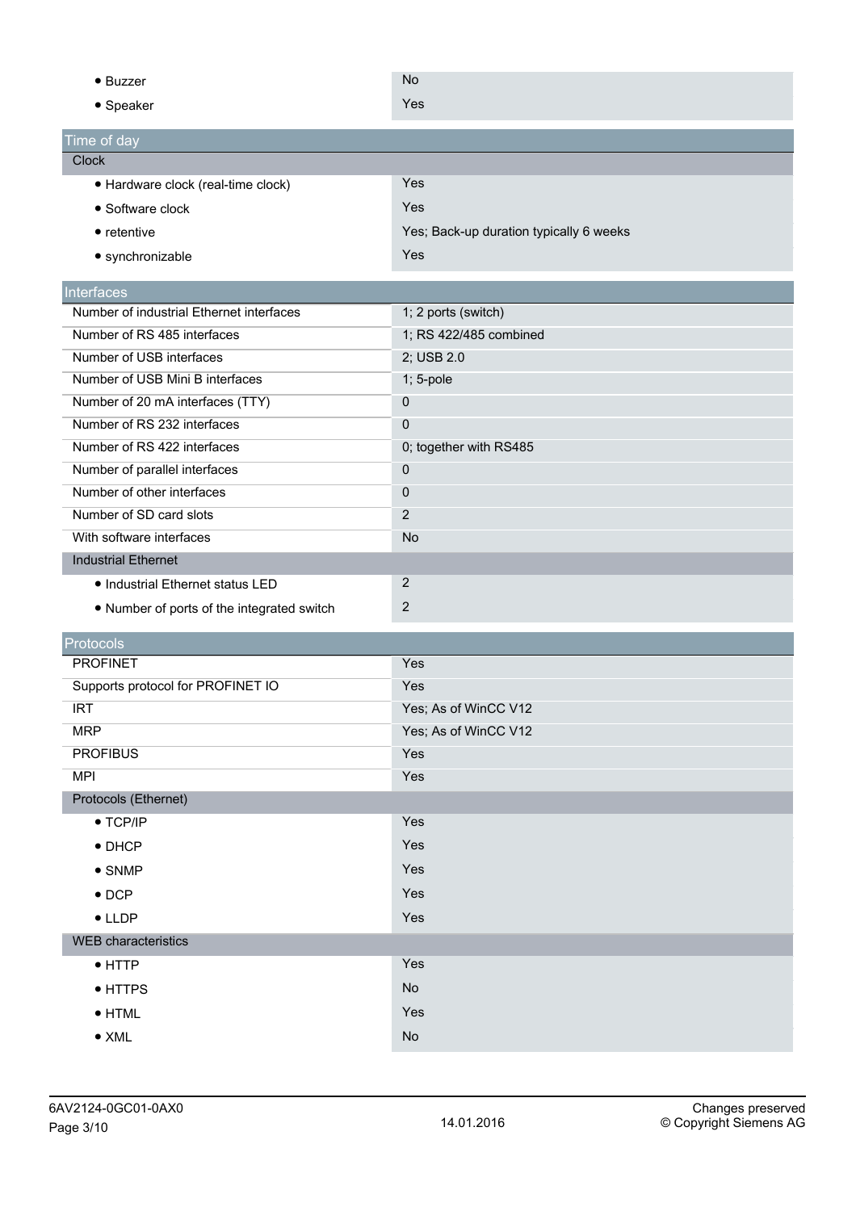| | |
|---|---|
| • Buzzer | No |
| • Speaker | Yes |

## Time of day

| | |
|---|---|
| **Clock** | |
| • Hardware clock (real-time clock) | Yes |
| • Software clock | Yes |
| • retentive | Yes; Back-up duration typically 6 weeks |
| • synchronizable | Yes |

## Interfaces

| | |
|---|---|
| Number of industrial Ethernet interfaces | 1; 2 ports (switch) |
| Number of RS 485 interfaces | 1; RS 422/485 combined |
| Number of USB interfaces | 2; USB 2.0 |
| Number of USB Mini B interfaces | 1; 5-pole |
| Number of 20 mA interfaces (TTY) | 0 |
| Number of RS 232 interfaces | 0 |
| Number of RS 422 interfaces | 0; together with RS485 |
| Number of parallel interfaces | 0 |
| Number of other interfaces | 0 |
| Number of SD card slots | 2 |
| With software interfaces | No |
| **Industrial Ethernet** | |
| • Industrial Ethernet status LED | 2 |
| • Number of ports of the integrated switch | 2 |

## Protocols

| | |
|---|---|
| PROFINET | Yes |
| Supports protocol for PROFINET IO | Yes |
| IRT | Yes; As of WinCC V12 |
| MRP | Yes; As of WinCC V12 |
| PROFIBUS | Yes |
| MPI | Yes |
| **Protocols (Ethernet)** | |
| • TCP/IP | Yes |
| • DHCP | Yes |
| • SNMP | Yes |
| • DCP | Yes |
| • LLDP | Yes |
| **WEB characteristics** | |
| • HTTP | Yes |
| • HTTPS | No |
| • HTML | Yes |
| • XML | No |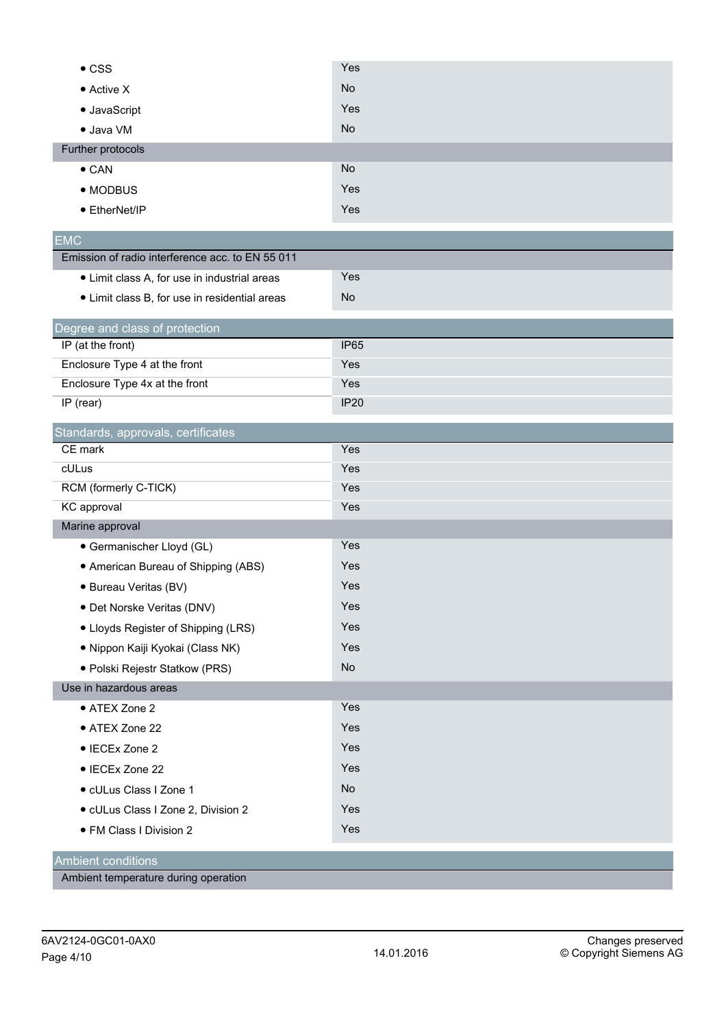| | |
|---|---|
| • CSS | Yes |
| • Active X | No |
| • JavaScript | Yes |
| • Java VM | No |
| Further protocols | |
| • CAN | No |
| • MODBUS | Yes |
| • EtherNet/IP | Yes |

## EMC

| | |
|---|---|
| Emission of radio interference acc. to EN 55 011 | |
| • Limit class A, for use in industrial areas | Yes |
| • Limit class B, for use in residential areas | No |

## Degree and class of protection

| | |
|---|---|
| IP (at the front) | IP65 |
| Enclosure Type 4 at the front | Yes |
| Enclosure Type 4x at the front | Yes |
| IP (rear) | IP20 |

## Standards, approvals, certificates

| | |
|---|---|
| CE mark | Yes |
| cULus | Yes |
| RCM (formerly C-TICK) | Yes |
| KC approval | Yes |
| Marine approval | |
| • Germanischer Lloyd (GL) | Yes |
| • American Bureau of Shipping (ABS) | Yes |
| • Bureau Veritas (BV) | Yes |
| • Det Norske Veritas (DNV) | Yes |
| • Lloyds Register of Shipping (LRS) | Yes |
| • Nippon Kaiji Kyokai (Class NK) | Yes |
| • Polski Rejestr Statkow (PRS) | No |
| Use in hazardous areas | |
| • ATEX Zone 2 | Yes |
| • ATEX Zone 22 | Yes |
| • IECEx Zone 2 | Yes |
| • IECEx Zone 22 | Yes |
| • cULus Class I Zone 1 | No |
| • cULus Class I Zone 2, Division 2 | Yes |
| • FM Class I Division 2 | Yes |

## Ambient conditions

| | |
|---|---|
| Ambient temperature during operation | |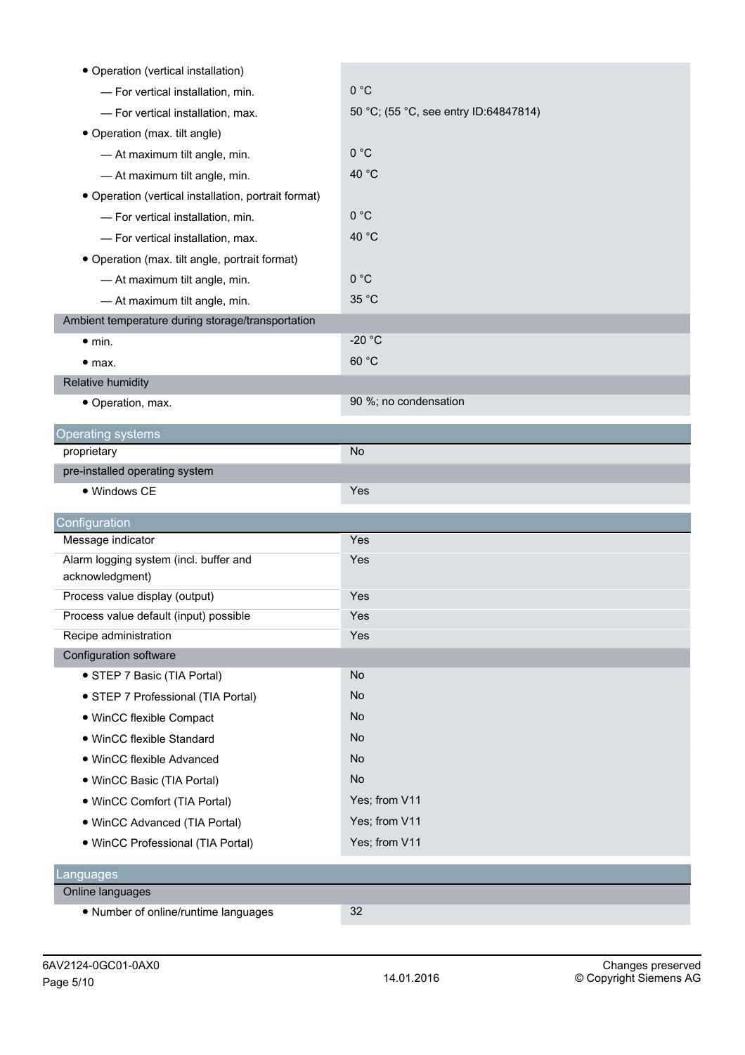| | |
|---|---|
| • Operation (vertical installation) | |
| — For vertical installation, min. | 0 °C |
| — For vertical installation, max. | 50 °C; (55 °C, see entry ID:64847814) |
| • Operation (max. tilt angle) | |
| — At maximum tilt angle, min. | 0 °C |
| — At maximum tilt angle, min. | 40 °C |
| • Operation (vertical installation, portrait format) | |
| — For vertical installation, min. | 0 °C |
| — For vertical installation, max. | 40 °C |
| • Operation (max. tilt angle, portrait format) | |
| — At maximum tilt angle, min. | 0 °C |
| — At maximum tilt angle, min. | 35 °C |
| Ambient temperature during storage/transportation | |
| • min. | -20 °C |
| • max. | 60 °C |
| Relative humidity | |
| • Operation, max. | 90 %; no condensation |

## Operating systems

| | |
|---|---|
| proprietary | No |
| pre-installed operating system | |
| • Windows CE | Yes |

## Configuration

| | |
|---|---|
| Message indicator | Yes |
| Alarm logging system (incl. buffer and acknowledgment) | Yes |
| Process value display (output) | Yes |
| Process value default (input) possible | Yes |
| Recipe administration | Yes |
| Configuration software | |
| • STEP 7 Basic (TIA Portal) | No |
| • STEP 7 Professional (TIA Portal) | No |
| • WinCC flexible Compact | No |
| • WinCC flexible Standard | No |
| • WinCC flexible Advanced | No |
| • WinCC Basic (TIA Portal) | No |
| • WinCC Comfort (TIA Portal) | Yes; from V11 |
| • WinCC Advanced (TIA Portal) | Yes; from V11 |
| • WinCC Professional (TIA Portal) | Yes; from V11 |

## Languages

| | |
|---|---|
| Online languages | |
| • Number of online/runtime languages | 32 |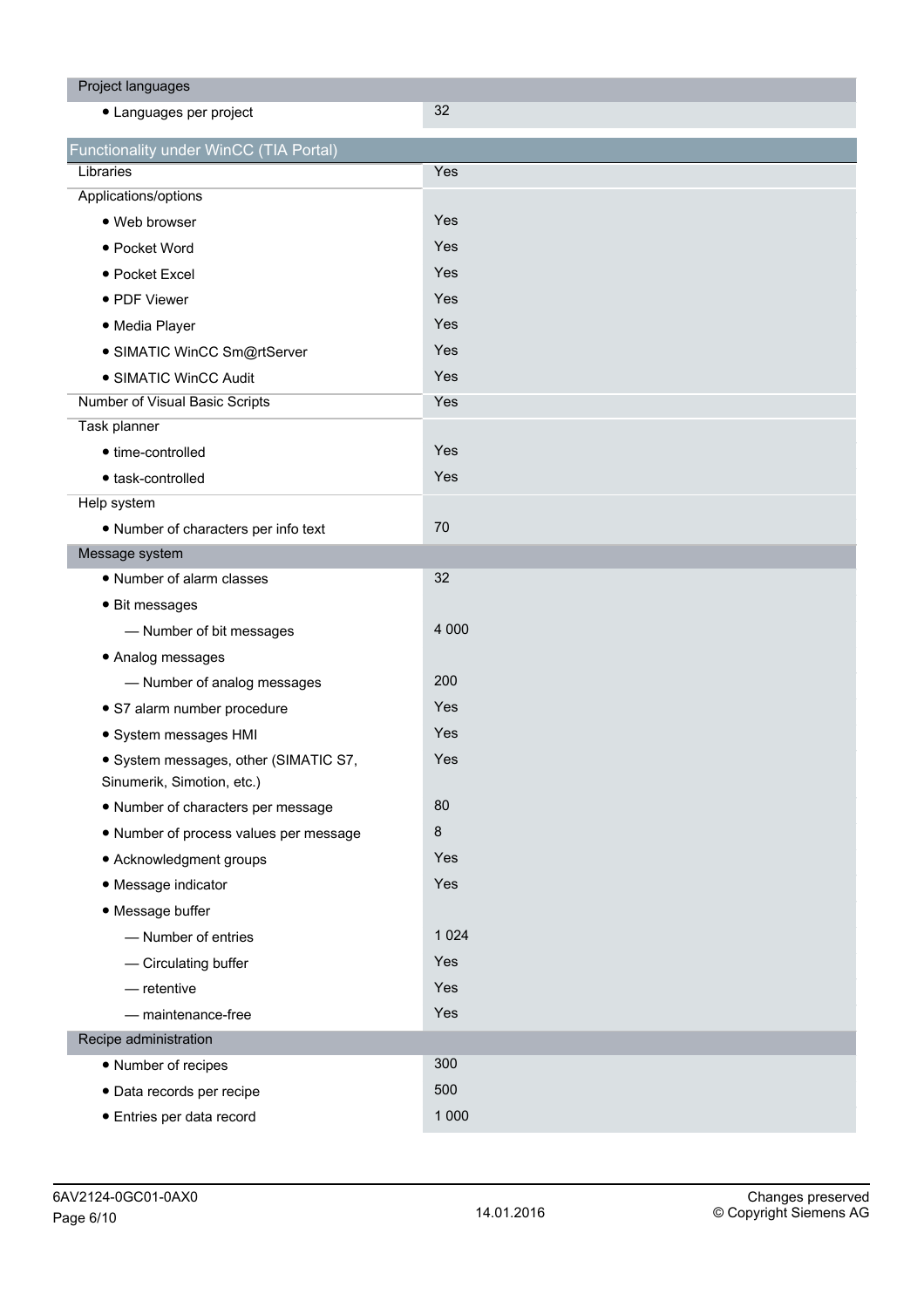| Project languages | |
|---|---|
| • Languages per project | 32 |

| Functionality under WinCC (TIA Portal) | |
|---|---|
| Libraries | Yes |
| Applications/options | |
| • Web browser | Yes |
| • Pocket Word | Yes |
| • Pocket Excel | Yes |
| • PDF Viewer | Yes |
| • Media Player | Yes |
| • SIMATIC WinCC Sm@rtServer | Yes |
| • SIMATIC WinCC Audit | Yes |
| Number of Visual Basic Scripts | Yes |
| Task planner | |
| • time-controlled | Yes |
| • task-controlled | Yes |
| Help system | |
| • Number of characters per info text | 70 |
| **Message system** | |
| • Number of alarm classes | 32 |
| • Bit messages | |
| — Number of bit messages | 4 000 |
| • Analog messages | |
| — Number of analog messages | 200 |
| • S7 alarm number procedure | Yes |
| • System messages HMI | Yes |
| • System messages, other (SIMATIC S7, Sinumerik, Simotion, etc.) | Yes |
| • Number of characters per message | 80 |
| • Number of process values per message | 8 |
| • Acknowledgment groups | Yes |
| • Message indicator | Yes |
| • Message buffer | |
| — Number of entries | 1 024 |
| — Circulating buffer | Yes |
| — retentive | Yes |
| — maintenance-free | Yes |
| **Recipe administration** | |
| • Number of recipes | 300 |
| • Data records per recipe | 500 |
| • Entries per data record | 1 000 |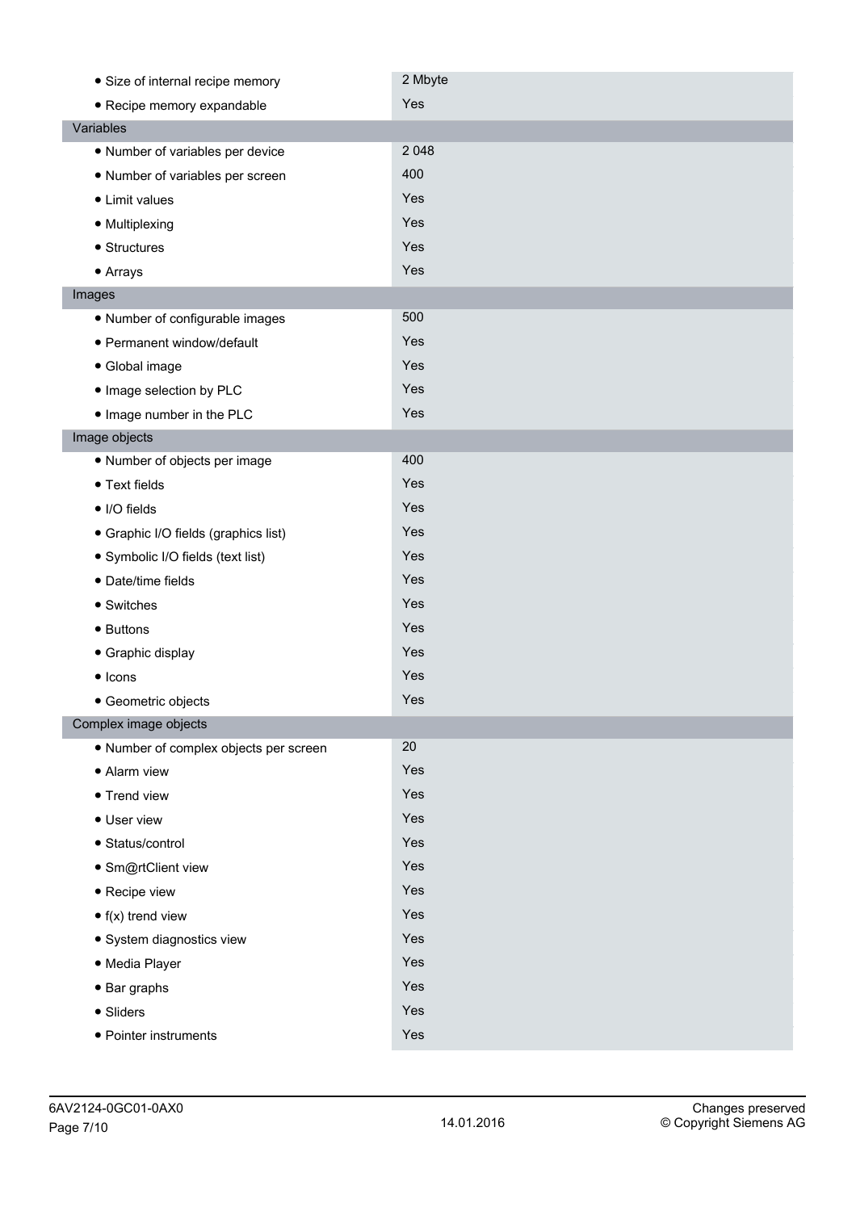| | |
|---|---|
| • Size of internal recipe memory | 2 Mbyte |
| • Recipe memory expandable | Yes |
| **Variables** | |
| • Number of variables per device | 2 048 |
| • Number of variables per screen | 400 |
| • Limit values | Yes |
| • Multiplexing | Yes |
| • Structures | Yes |
| • Arrays | Yes |
| **Images** | |
| • Number of configurable images | 500 |
| • Permanent window/default | Yes |
| • Global image | Yes |
| • Image selection by PLC | Yes |
| • Image number in the PLC | Yes |
| **Image objects** | |
| • Number of objects per image | 400 |
| • Text fields | Yes |
| • I/O fields | Yes |
| • Graphic I/O fields (graphics list) | Yes |
| • Symbolic I/O fields (text list) | Yes |
| • Date/time fields | Yes |
| • Switches | Yes |
| • Buttons | Yes |
| • Graphic display | Yes |
| • Icons | Yes |
| • Geometric objects | Yes |
| **Complex image objects** | |
| • Number of complex objects per screen | 20 |
| • Alarm view | Yes |
| • Trend view | Yes |
| • User view | Yes |
| • Status/control | Yes |
| • Sm@rtClient view | Yes |
| • Recipe view | Yes |
| • f(x) trend view | Yes |
| • System diagnostics view | Yes |
| • Media Player | Yes |
| • Bar graphs | Yes |
| • Sliders | Yes |
| • Pointer instruments | Yes |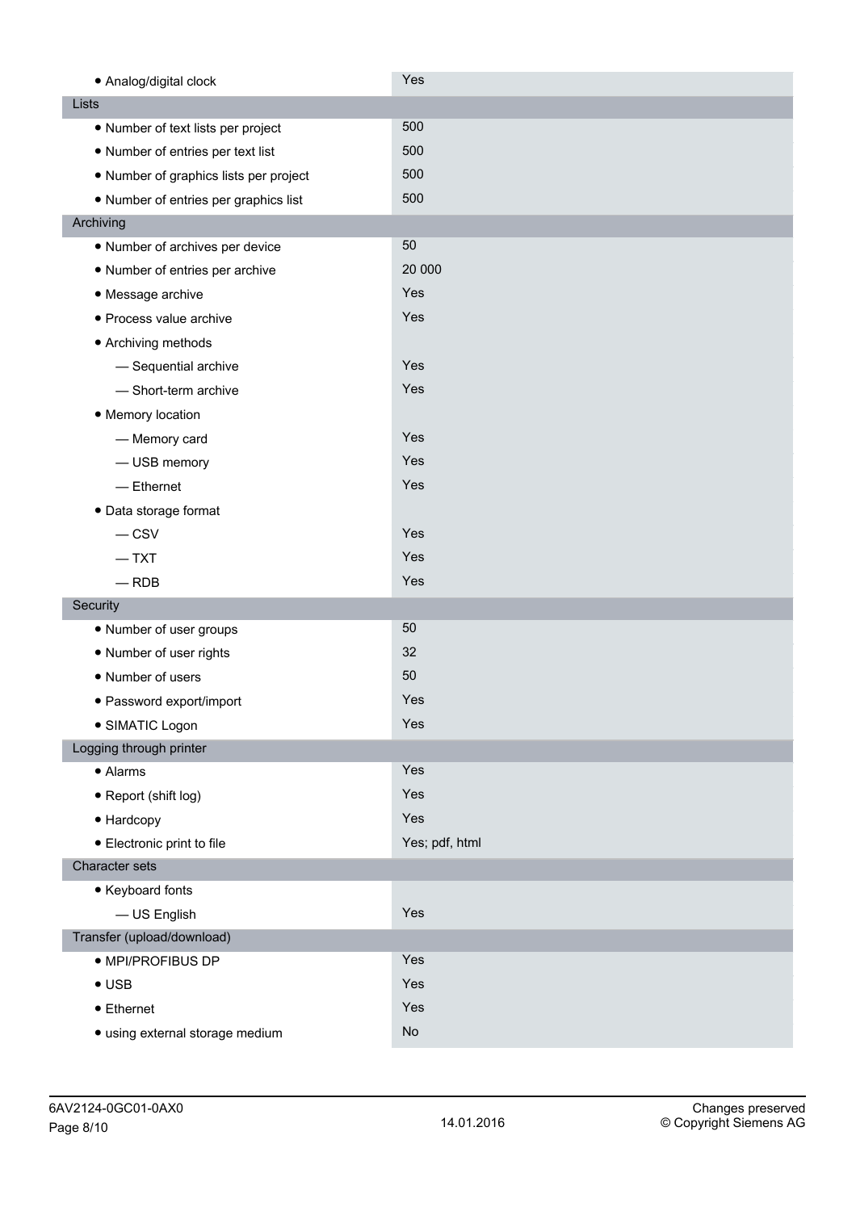| | |
|---|---|
| • Analog/digital clock | Yes |
| **Lists** | |
| • Number of text lists per project | 500 |
| • Number of entries per text list | 500 |
| • Number of graphics lists per project | 500 |
| • Number of entries per graphics list | 500 |
| **Archiving** | |
| • Number of archives per device | 50 |
| • Number of entries per archive | 20 000 |
| • Message archive | Yes |
| • Process value archive | Yes |
| • Archiving methods | |
| — Sequential archive | Yes |
| — Short-term archive | Yes |
| • Memory location | |
| — Memory card | Yes |
| — USB memory | Yes |
| — Ethernet | Yes |
| • Data storage format | |
| — CSV | Yes |
| — TXT | Yes |
| — RDB | Yes |
| **Security** | |
| • Number of user groups | 50 |
| • Number of user rights | 32 |
| • Number of users | 50 |
| • Password export/import | Yes |
| • SIMATIC Logon | Yes |
| **Logging through printer** | |
| • Alarms | Yes |
| • Report (shift log) | Yes |
| • Hardcopy | Yes |
| • Electronic print to file | Yes; pdf, html |
| **Character sets** | |
| • Keyboard fonts | |
| — US English | Yes |
| **Transfer (upload/download)** | |
| • MPI/PROFIBUS DP | Yes |
| • USB | Yes |
| • Ethernet | Yes |
| • using external storage medium | No |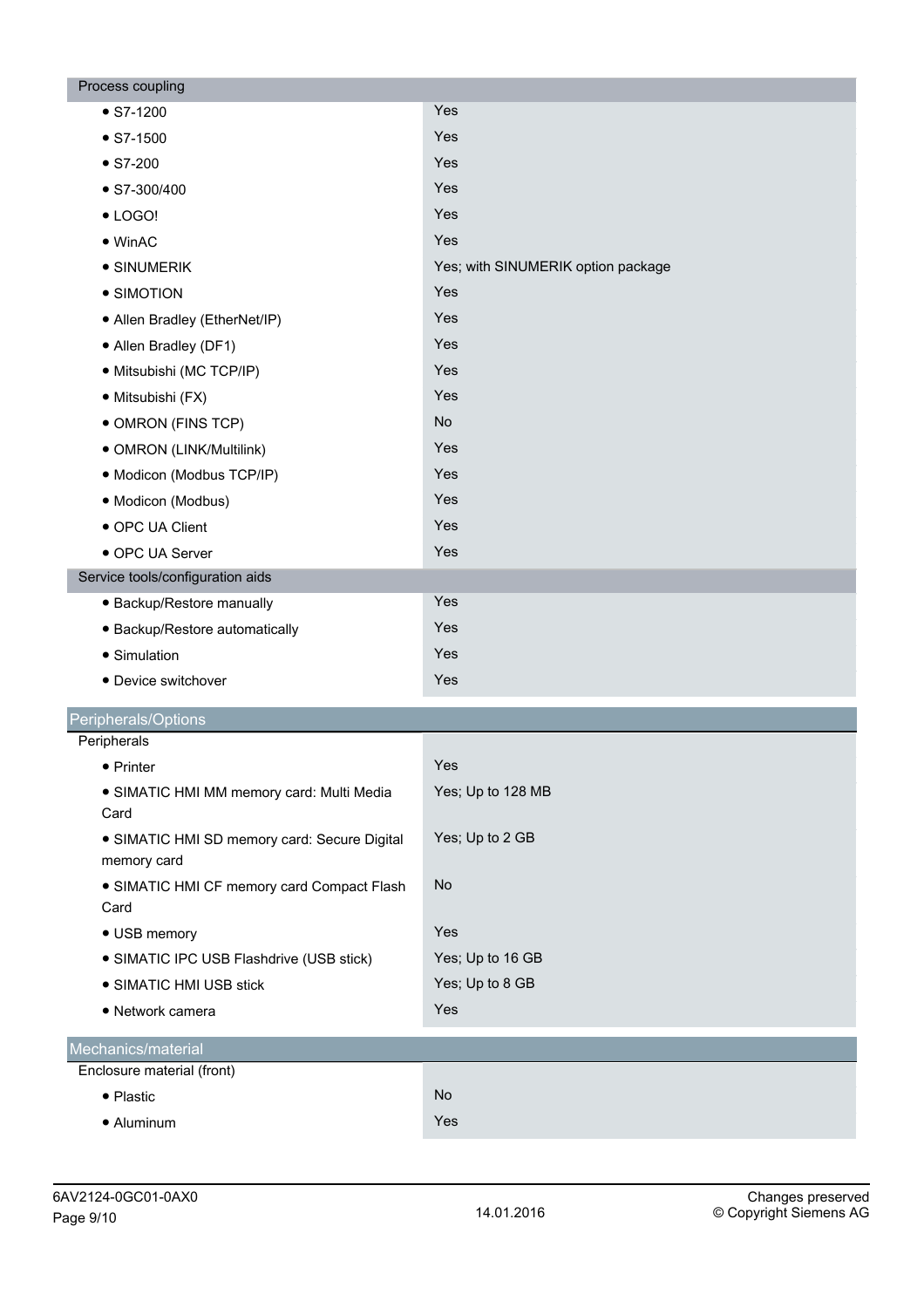| Process coupling | |
|---|---|
| • S7-1200 | Yes |
| • S7-1500 | Yes |
| • S7-200 | Yes |
| • S7-300/400 | Yes |
| • LOGO! | Yes |
| • WinAC | Yes |
| • SINUMERIK | Yes; with SINUMERIK option package |
| • SIMOTION | Yes |
| • Allen Bradley (EtherNet/IP) | Yes |
| • Allen Bradley (DF1) | Yes |
| • Mitsubishi (MC TCP/IP) | Yes |
| • Mitsubishi (FX) | Yes |
| • OMRON (FINS TCP) | No |
| • OMRON (LINK/Multilink) | Yes |
| • Modicon (Modbus TCP/IP) | Yes |
| • Modicon (Modbus) | Yes |
| • OPC UA Client | Yes |
| • OPC UA Server | Yes |
| **Service tools/configuration aids** | |
| • Backup/Restore manually | Yes |
| • Backup/Restore automatically | Yes |
| • Simulation | Yes |
| • Device switchover | Yes |

## Peripherals/Options

| Peripherals | |
|---|---|
| • Printer | Yes |
| • SIMATIC HMI MM memory card: Multi Media Card | Yes; Up to 128 MB |
| • SIMATIC HMI SD memory card: Secure Digital memory card | Yes; Up to 2 GB |
| • SIMATIC HMI CF memory card Compact Flash Card | No |
| • USB memory | Yes |
| • SIMATIC IPC USB Flashdrive (USB stick) | Yes; Up to 16 GB |
| • SIMATIC HMI USB stick | Yes; Up to 8 GB |
| • Network camera | Yes |

## Mechanics/material

| Enclosure material (front) | |
|---|---|
| • Plastic | No |
| • Aluminum | Yes |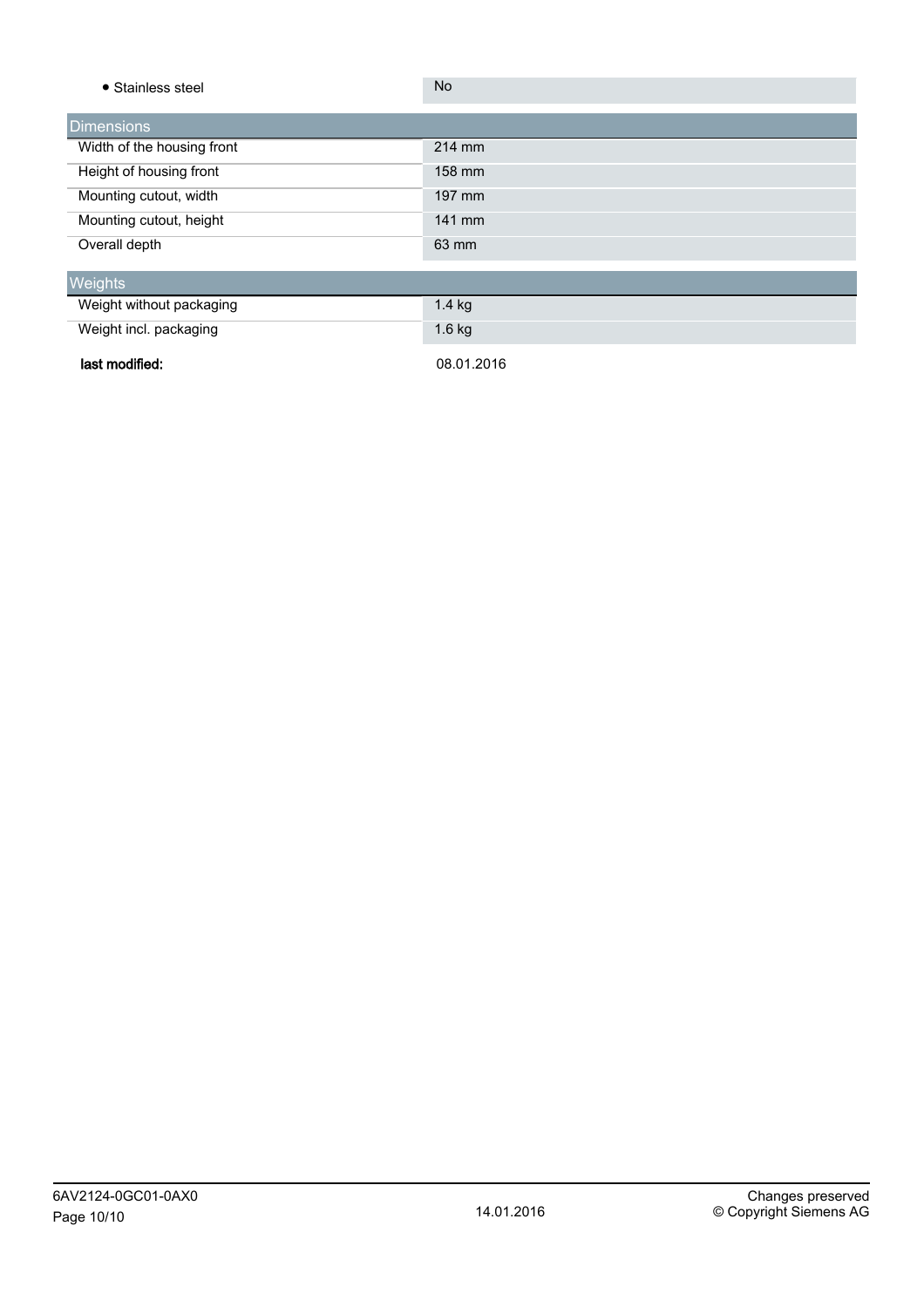| | |
|---|---|
| • Stainless steel | No |

| Dimensions | |
|---|---|
| Width of the housing front | 214 mm |
| Height of housing front | 158 mm |
| Mounting cutout, width | 197 mm |
| Mounting cutout, height | 141 mm |
| Overall depth | 63 mm |

| Weights | |
|---|---|
| Weight without packaging | 1.4 kg |
| Weight incl. packaging | 1.6 kg |

**last modified:** 08.01.2016